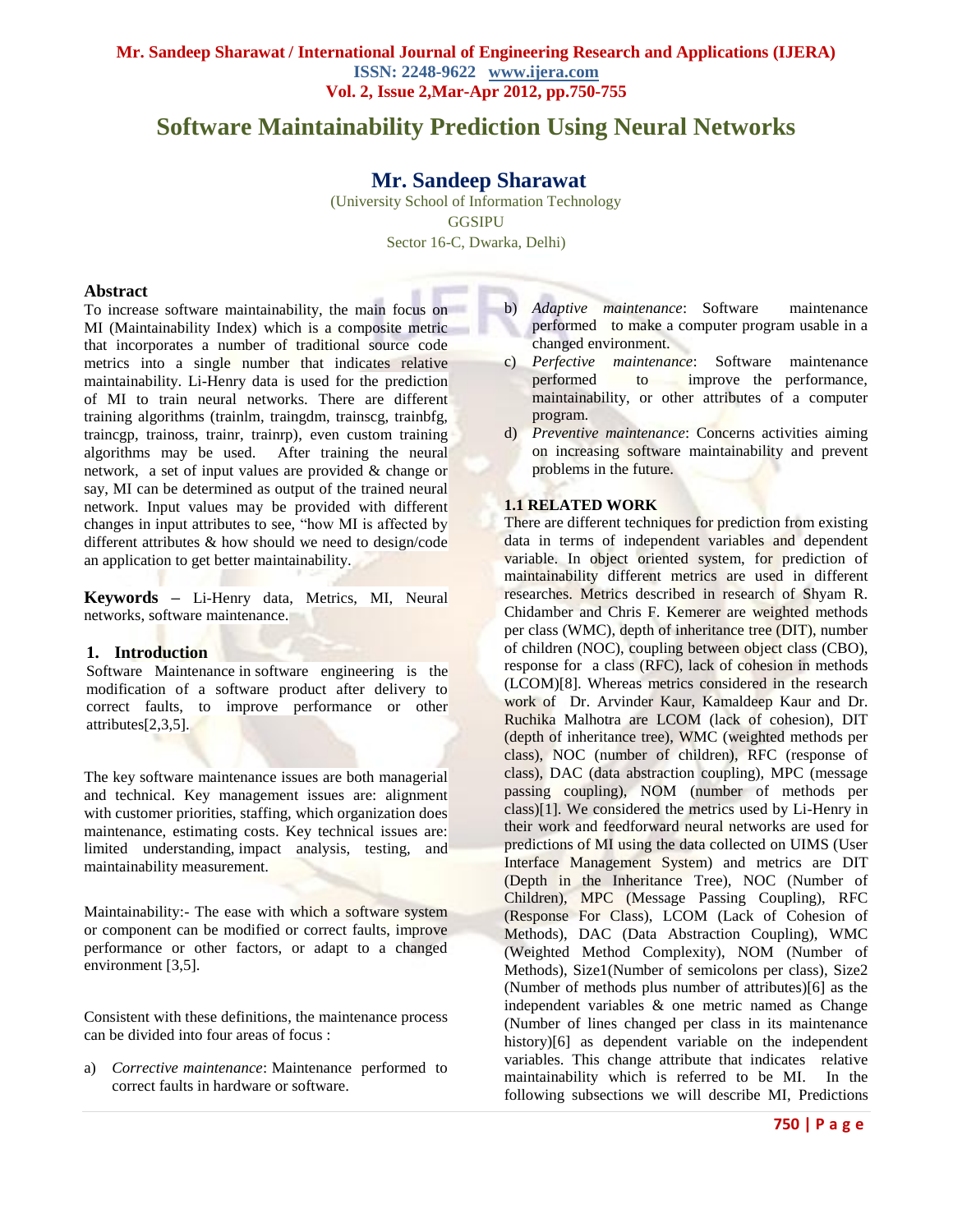# Software Maintainability Prediction Using Neural Networks

## Mr. Sandeep Sharawat

(University School of Information Technology
GGSIPU
Sector 16-C, Dwarka, Delhi)

### Abstract

To increase software maintainability, the main focus on MI (Maintainability Index) which is a composite metric that incorporates a number of traditional source code metrics into a single number that indicates relative maintainability. Li-Henry data is used for the prediction of MI to train neural networks. There are different training algorithms (trainlm, traingdm, trainscg, trainbfg, traincgp, trainoss, trainr, trainrp), even custom training algorithms may be used. After training the neural network, a set of input values are provided & change or say, MI can be determined as output of the trained neural network. Input values may be provided with different changes in input attributes to see, "how MI is affected by different attributes & how should we need to design/code an application to get better maintainability.

**Keywords** – Li-Henry data, Metrics, MI, Neural networks, software maintenance.

## 1. Introduction

Software Maintenance in software engineering is the modification of a software product after delivery to correct faults, to improve performance or other attributes[2,3,5].

The key software maintenance issues are both managerial and technical. Key management issues are: alignment with customer priorities, staffing, which organization does maintenance, estimating costs. Key technical issues are: limited understanding, impact analysis, testing, and maintainability measurement.

Maintainability:- The ease with which a software system or component can be modified or correct faults, improve performance or other factors, or adapt to a changed environment [3,5].

Consistent with these definitions, the maintenance process can be divided into four areas of focus :

a) *Corrective maintenance*: Maintenance performed to correct faults in hardware or software.
b) *Adaptive maintenance*: Software maintenance performed to make a computer program usable in a changed environment.
c) *Perfective maintenance*: Software maintenance performed to improve the performance, maintainability, or other attributes of a computer program.
d) *Preventive maintenance*: Concerns activities aiming on increasing software maintainability and prevent problems in the future.

### 1.1 RELATED WORK

There are different techniques for prediction from existing data in terms of independent variables and dependent variable. In object oriented system, for prediction of maintainability different metrics are used in different researches. Metrics described in research of Shyam R. Chidamber and Chris F. Kemerer are weighted methods per class (WMC), depth of inheritance tree (DIT), number of children (NOC), coupling between object class (CBO), response for a class (RFC), lack of cohesion in methods (LCOM)[8]. Whereas metrics considered in the research work of Dr. Arvinder Kaur, Kamaldeep Kaur and Dr. Ruchika Malhotra are LCOM (lack of cohesion), DIT (depth of inheritance tree), WMC (weighted methods per class), NOC (number of children), RFC (response of class), DAC (data abstraction coupling), MPC (message passing coupling), NOM (number of methods per class)[1]. We considered the metrics used by Li-Henry in their work and feedforward neural networks are used for predictions of MI using the data collected on UIMS (User Interface Management System) and metrics are DIT (Depth in the Inheritance Tree), NOC (Number of Children), MPC (Message Passing Coupling), RFC (Response For Class), LCOM (Lack of Cohesion of Methods), DAC (Data Abstraction Coupling), WMC (Weighted Method Complexity), NOM (Number of Methods), Size1(Number of semicolons per class), Size2 (Number of methods plus number of attributes)[6] as the independent variables & one metric named as Change (Number of lines changed per class in its maintenance history)[6] as dependent variable on the independent variables. This change attribute that indicates relative maintainability which is referred to be MI. In the following subsections we will describe MI, Predictions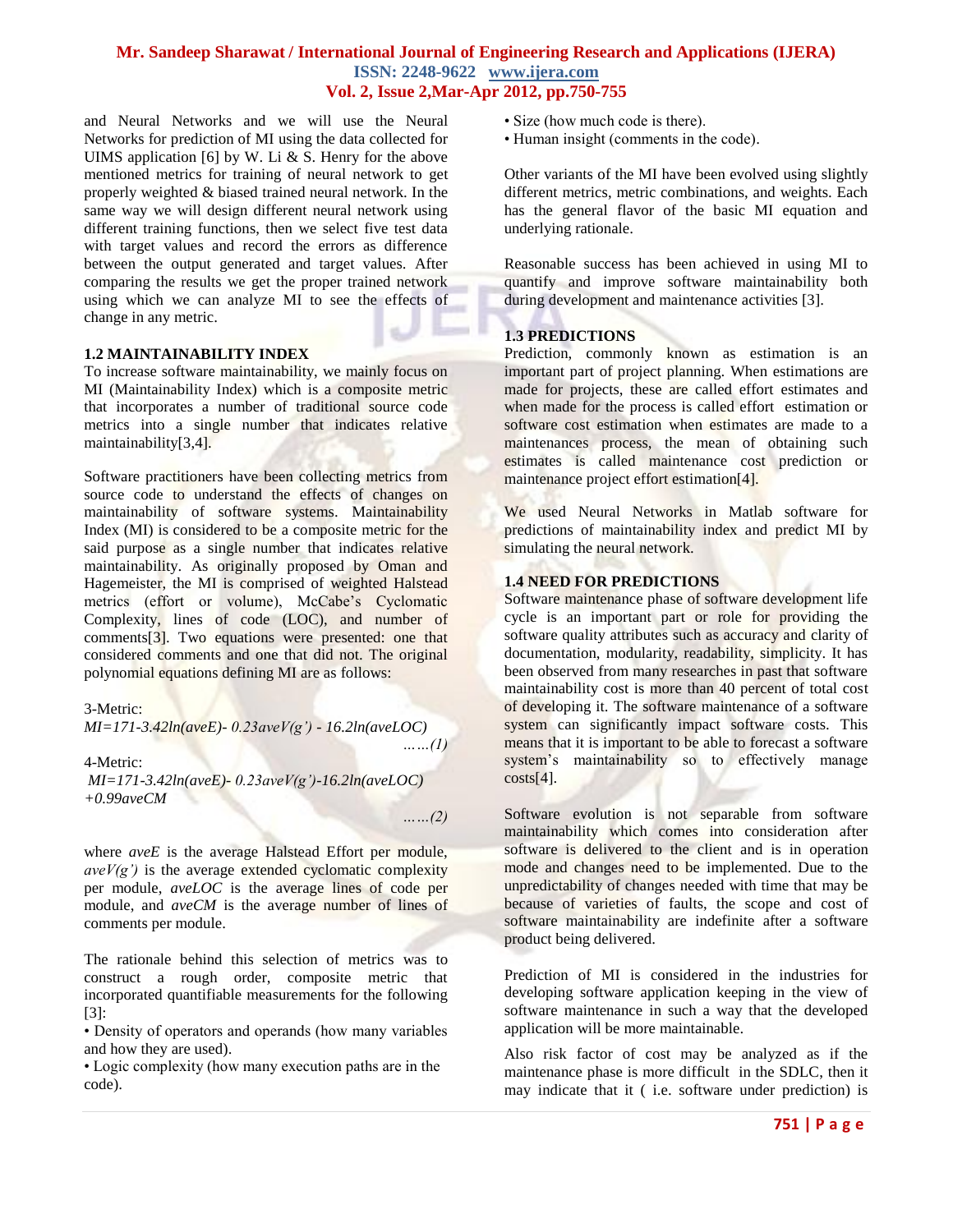and Neural Networks and we will use the Neural Networks for prediction of MI using the data collected for UIMS application [6] by W. Li & S. Henry for the above mentioned metrics for training of neural network to get properly weighted & biased trained neural network. In the same way we will design different neural network using different training functions, then we select five test data with target values and record the errors as difference between the output generated and target values. After comparing the results we get the proper trained network using which we can analyze MI to see the effects of change in any metric.

### 1.2 MAINTAINABILITY INDEX

To increase software maintainability, we mainly focus on MI (Maintainability Index) which is a composite metric that incorporates a number of traditional source code metrics into a single number that indicates relative maintainability[3,4].

Software practitioners have been collecting metrics from source code to understand the effects of changes on maintainability of software systems. Maintainability Index (MI) is considered to be a composite metric for the said purpose as a single number that indicates relative maintainability. As originally proposed by Oman and Hagemeister, the MI is comprised of weighted Halstead metrics (effort or volume), McCabe's Cyclomatic Complexity, lines of code (LOC), and number of comments[3]. Two equations were presented: one that considered comments and one that did not. The original polynomial equations defining MI are as follows:

3-Metric:

$$MI=171-3.42\ln(aveE)-0.23aveV(g')-16.2\ln(aveLOC) \qquad \ldots\ldots(1)$$

4-Metric:

$$MI=171-3.42\ln(aveE)-0.23aveV(g')-16.2\ln(aveLOC)+0.99aveCM \qquad \ldots\ldots(2)$$

where *aveE* is the average Halstead Effort per module, *aveV(g')* is the average extended cyclomatic complexity per module, *aveLOC* is the average lines of code per module, and *aveCM* is the average number of lines of comments per module.

The rationale behind this selection of metrics was to construct a rough order, composite metric that incorporated quantifiable measurements for the following [3]:

- Density of operators and operands (how many variables and how they are used).
- Logic complexity (how many execution paths are in the code).
- Size (how much code is there).
- Human insight (comments in the code).

Other variants of the MI have been evolved using slightly different metrics, metric combinations, and weights. Each has the general flavor of the basic MI equation and underlying rationale.

Reasonable success has been achieved in using MI to quantify and improve software maintainability both during development and maintenance activities [3].

### 1.3 PREDICTIONS

Prediction, commonly known as estimation is an important part of project planning. When estimations are made for projects, these are called effort estimates and when made for the process is called effort estimation or software cost estimation when estimates are made to a maintenances process, the mean of obtaining such estimates is called maintenance cost prediction or maintenance project effort estimation[4].

We used Neural Networks in Matlab software for predictions of maintainability index and predict MI by simulating the neural network.

### 1.4 NEED FOR PREDICTIONS

Software maintenance phase of software development life cycle is an important part or role for providing the software quality attributes such as accuracy and clarity of documentation, modularity, readability, simplicity. It has been observed from many researches in past that software maintainability cost is more than 40 percent of total cost of developing it. The software maintenance of a software system can significantly impact software costs. This means that it is important to be able to forecast a software system's maintainability so to effectively manage costs[4].

Software evolution is not separable from software maintainability which comes into consideration after software is delivered to the client and is in operation mode and changes need to be implemented. Due to the unpredictability of changes needed with time that may be because of varieties of faults, the scope and cost of software maintainability are indefinite after a software product being delivered.

Prediction of MI is considered in the industries for developing software application keeping in the view of software maintenance in such a way that the developed application will be more maintainable.

Also risk factor of cost may be analyzed as if the maintenance phase is more difficult in the SDLC, then it may indicate that it ( i.e. software under prediction) is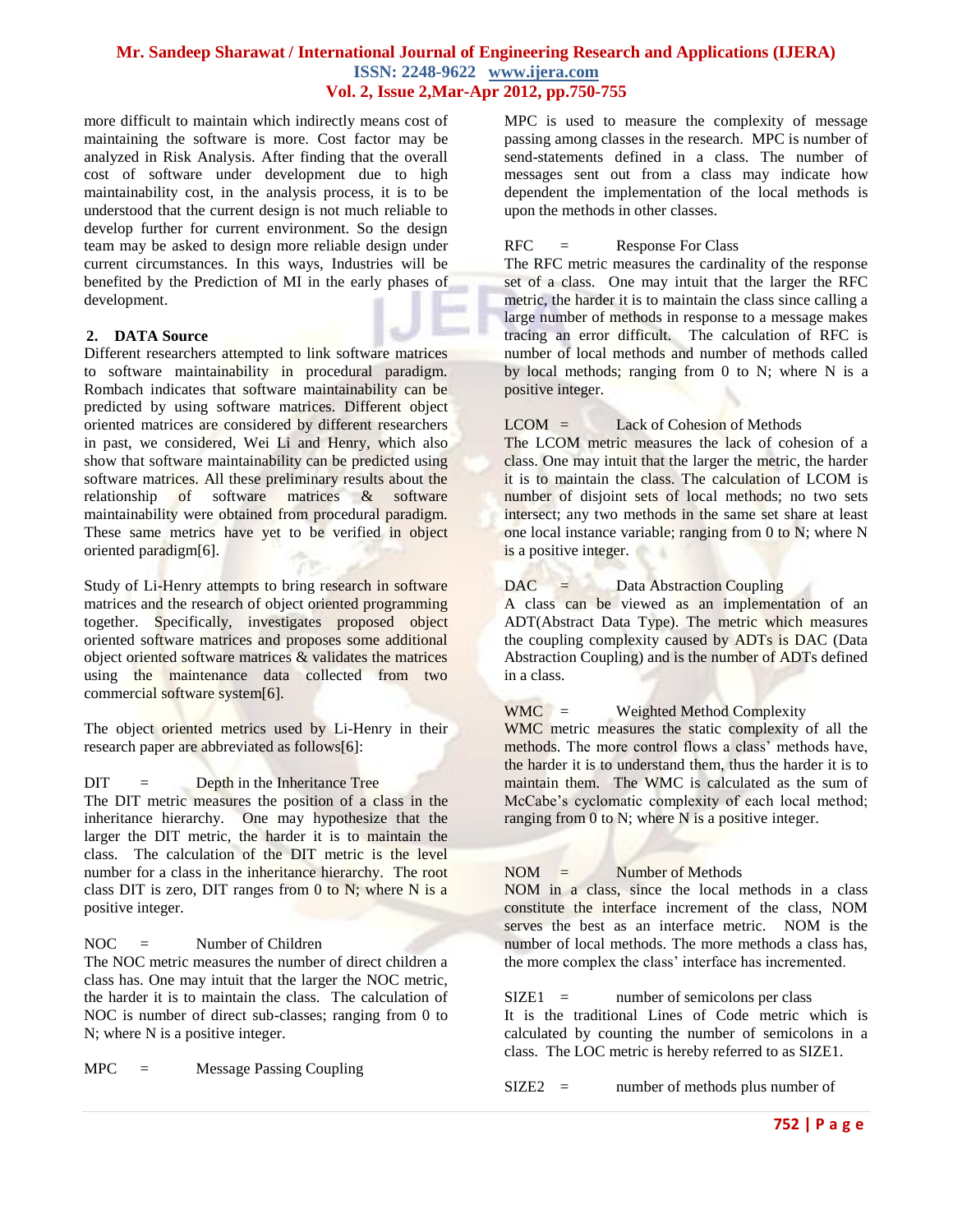more difficult to maintain which indirectly means cost of maintaining the software is more. Cost factor may be analyzed in Risk Analysis. After finding that the overall cost of software under development due to high maintainability cost, in the analysis process, it is to be understood that the current design is not much reliable to develop further for current environment. So the design team may be asked to design more reliable design under current circumstances. In this ways, Industries will be benefited by the Prediction of MI in the early phases of development.

## 2. DATA Source

Different researchers attempted to link software matrices to software maintainability in procedural paradigm. Rombach indicates that software maintainability can be predicted by using software matrices. Different object oriented matrices are considered by different researchers in past, we considered, Wei Li and Henry, which also show that software maintainability can be predicted using software matrices. All these preliminary results about the relationship of software matrices & software maintainability were obtained from procedural paradigm. These same metrics have yet to be verified in object oriented paradigm[6].

Study of Li-Henry attempts to bring research in software matrices and the research of object oriented programming together. Specifically, investigates proposed object oriented software matrices and proposes some additional object oriented software matrices & validates the matrices using the maintenance data collected from two commercial software system[6].

The object oriented metrics used by Li-Henry in their research paper are abbreviated as follows[6]:

DIT = Depth in the Inheritance Tree

The DIT metric measures the position of a class in the inheritance hierarchy. One may hypothesize that the larger the DIT metric, the harder it is to maintain the class. The calculation of the DIT metric is the level number for a class in the inheritance hierarchy. The root class DIT is zero, DIT ranges from 0 to N; where N is a positive integer.

NOC = Number of Children

The NOC metric measures the number of direct children a class has. One may intuit that the larger the NOC metric, the harder it is to maintain the class. The calculation of NOC is number of direct sub-classes; ranging from 0 to N; where N is a positive integer.

MPC = Message Passing Coupling

MPC is used to measure the complexity of message passing among classes in the research. MPC is number of send-statements defined in a class. The number of messages sent out from a class may indicate how dependent the implementation of the local methods is upon the methods in other classes.

RFC = Response For Class

The RFC metric measures the cardinality of the response set of a class. One may intuit that the larger the RFC metric, the harder it is to maintain the class since calling a large number of methods in response to a message makes tracing an error difficult. The calculation of RFC is number of local methods and number of methods called by local methods; ranging from 0 to N; where N is a positive integer.

LCOM = Lack of Cohesion of Methods

The LCOM metric measures the lack of cohesion of a class. One may intuit that the larger the metric, the harder it is to maintain the class. The calculation of LCOM is number of disjoint sets of local methods; no two sets intersect; any two methods in the same set share at least one local instance variable; ranging from 0 to N; where N is a positive integer.

DAC = Data Abstraction Coupling

A class can be viewed as an implementation of an ADT(Abstract Data Type). The metric which measures the coupling complexity caused by ADTs is DAC (Data Abstraction Coupling) and is the number of ADTs defined in a class.

WMC = Weighted Method Complexity

WMC metric measures the static complexity of all the methods. The more control flows a class' methods have, the harder it is to understand them, thus the harder it is to maintain them. The WMC is calculated as the sum of McCabe's cyclomatic complexity of each local method; ranging from 0 to N; where N is a positive integer.

NOM = Number of Methods

NOM in a class, since the local methods in a class constitute the interface increment of the class, NOM serves the best as an interface metric. NOM is the number of local methods. The more methods a class has, the more complex the class' interface has incremented.

SIZE1 = number of semicolons per class

It is the traditional Lines of Code metric which is calculated by counting the number of semicolons in a class. The LOC metric is hereby referred to as SIZE1.

SIZE2 = number of methods plus number of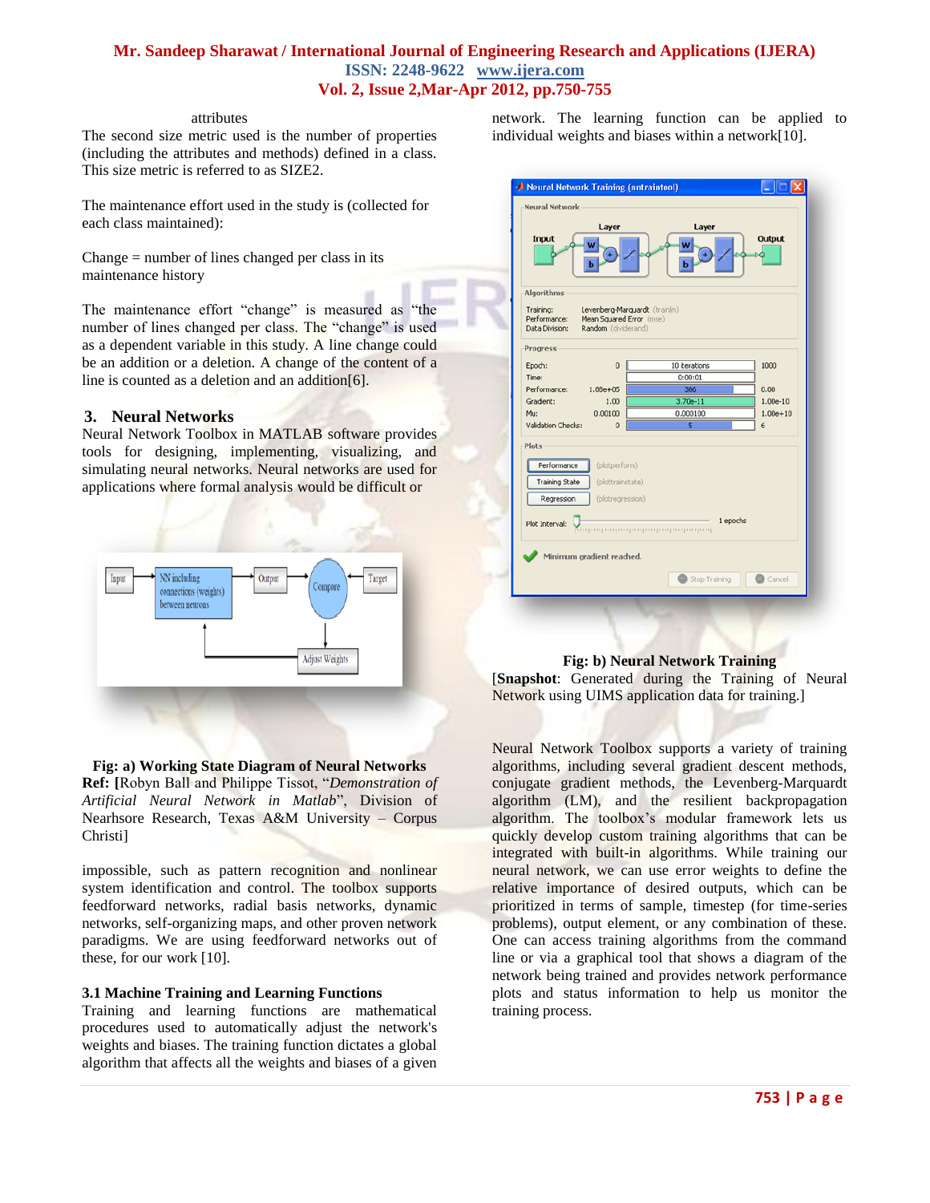attributes
The second size metric used is the number of properties (including the attributes and methods) defined in a class. This size metric is referred to as SIZE2.

The maintenance effort used in the study is (collected for each class maintained):

Change = number of lines changed per class in its maintenance history

The maintenance effort "change" is measured as "the number of lines changed per class. The "change" is used as a dependent variable in this study. A line change could be an addition or a deletion. A change of the content of a line is counted as a deletion and an addition[6].

## 3. Neural Networks

Neural Network Toolbox in MATLAB software provides tools for designing, implementing, visualizing, and simulating neural networks. Neural networks are used for applications where formal analysis would be difficult or impossible, such as pattern recognition and nonlinear system identification and control. The toolbox supports feedforward networks, radial basis networks, dynamic networks, self-organizing maps, and other proven network paradigms. We are using feedforward networks out of these, for our work [10].

**Fig: a) Working State Diagram of Neural Networks**
**Ref: [**Robyn Ball and Philippe Tissot, "*Demonstration of Artificial Neural Network in Matlab*", Division of Nearhsore Research, Texas A&M University – Corpus Christi]

### 3.1 Machine Training and Learning Functions

Training and learning functions are mathematical procedures used to automatically adjust the network's weights and biases. The training function dictates a global algorithm that affects all the weights and biases of a given network. The learning function can be applied to individual weights and biases within a network[10].

**Fig: b) Neural Network Training**
[**Snapshot**: Generated during the Training of Neural Network using UIMS application data for training.]

Neural Network Toolbox supports a variety of training algorithms, including several gradient descent methods, conjugate gradient methods, the Levenberg-Marquardt algorithm (LM), and the resilient backpropagation algorithm. The toolbox's modular framework lets us quickly develop custom training algorithms that can be integrated with built-in algorithms. While training our neural network, we can use error weights to define the relative importance of desired outputs, which can be prioritized in terms of sample, timestep (for time-series problems), output element, or any combination of these. One can access training algorithms from the command line or via a graphical tool that shows a diagram of the network being trained and provides network performance plots and status information to help us monitor the training process.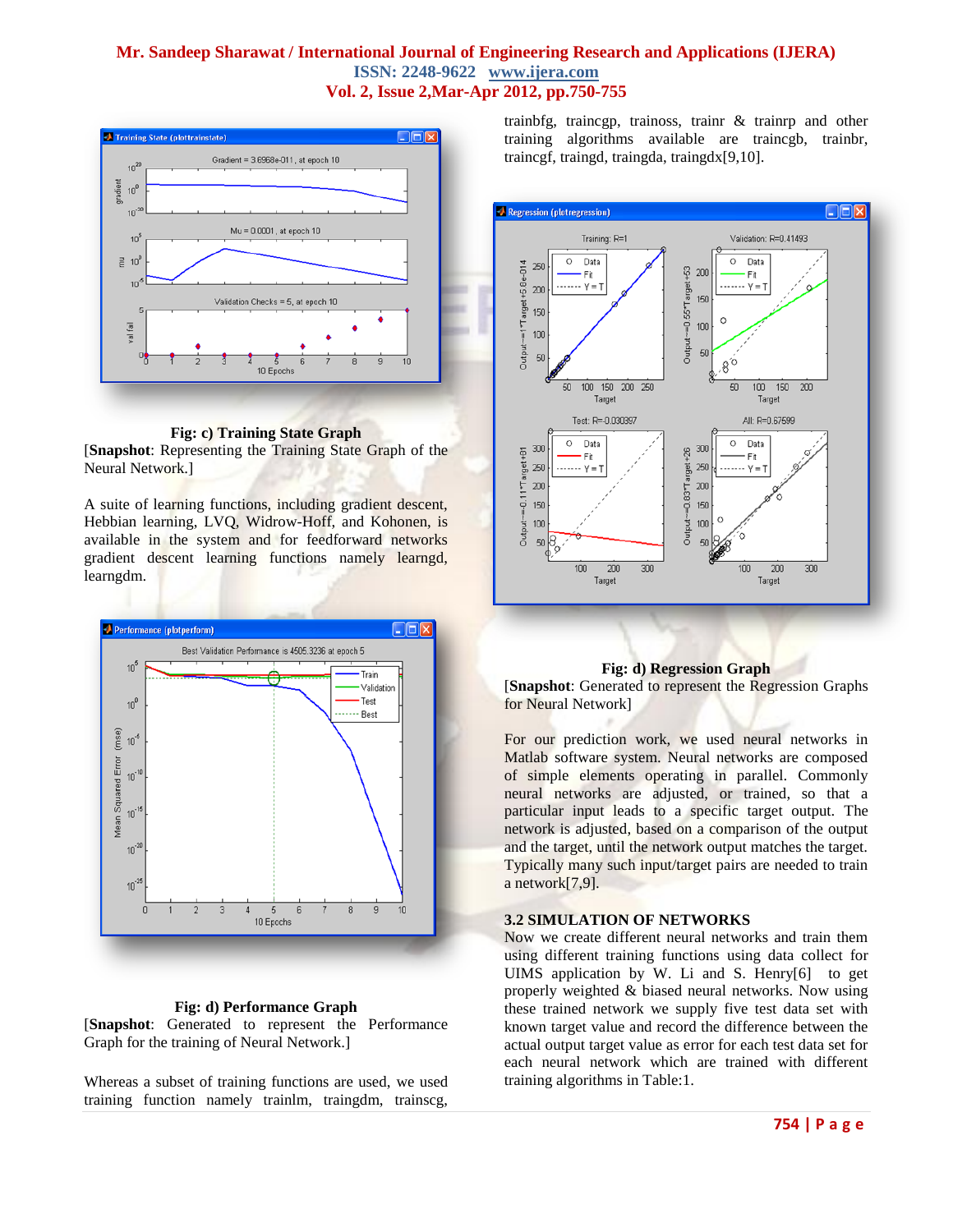**Fig: c) Training State Graph**

[**Snapshot**: Representing the Training State Graph of the Neural Network.]

A suite of learning functions, including gradient descent, Hebbian learning, LVQ, Widrow-Hoff, and Kohonen, is available in the system and for feedforward networks gradient descent learning functions namely learngd, learngdm.

**Fig: d) Performance Graph**

[**Snapshot**: Generated to represent the Performance Graph for the training of Neural Network.]

Whereas a subset of training functions are used, we used training function namely trainlm, traingdm, trainscg, trainbfg, traincgp, trainoss, trainr & trainrp and other training algorithms available are traincgb, trainbr, traincgf, traingd, traingda, traingdx[9,10].

**Fig: d) Regression Graph**

[**Snapshot**: Generated to represent the Regression Graphs for Neural Network]

For our prediction work, we used neural networks in Matlab software system. Neural networks are composed of simple elements operating in parallel. Commonly neural networks are adjusted, or trained, so that a particular input leads to a specific target output. The network is adjusted, based on a comparison of the output and the target, until the network output matches the target. Typically many such input/target pairs are needed to train a network[7,9].

### 3.2 SIMULATION OF NETWORKS

Now we create different neural networks and train them using different training functions using data collect for UIMS application by W. Li and S. Henry[6] to get properly weighted & biased neural networks. Now using these trained network we supply five test data set with known target value and record the difference between the actual output target value as error for each test data set for each neural network which are trained with different training algorithms in Table:1.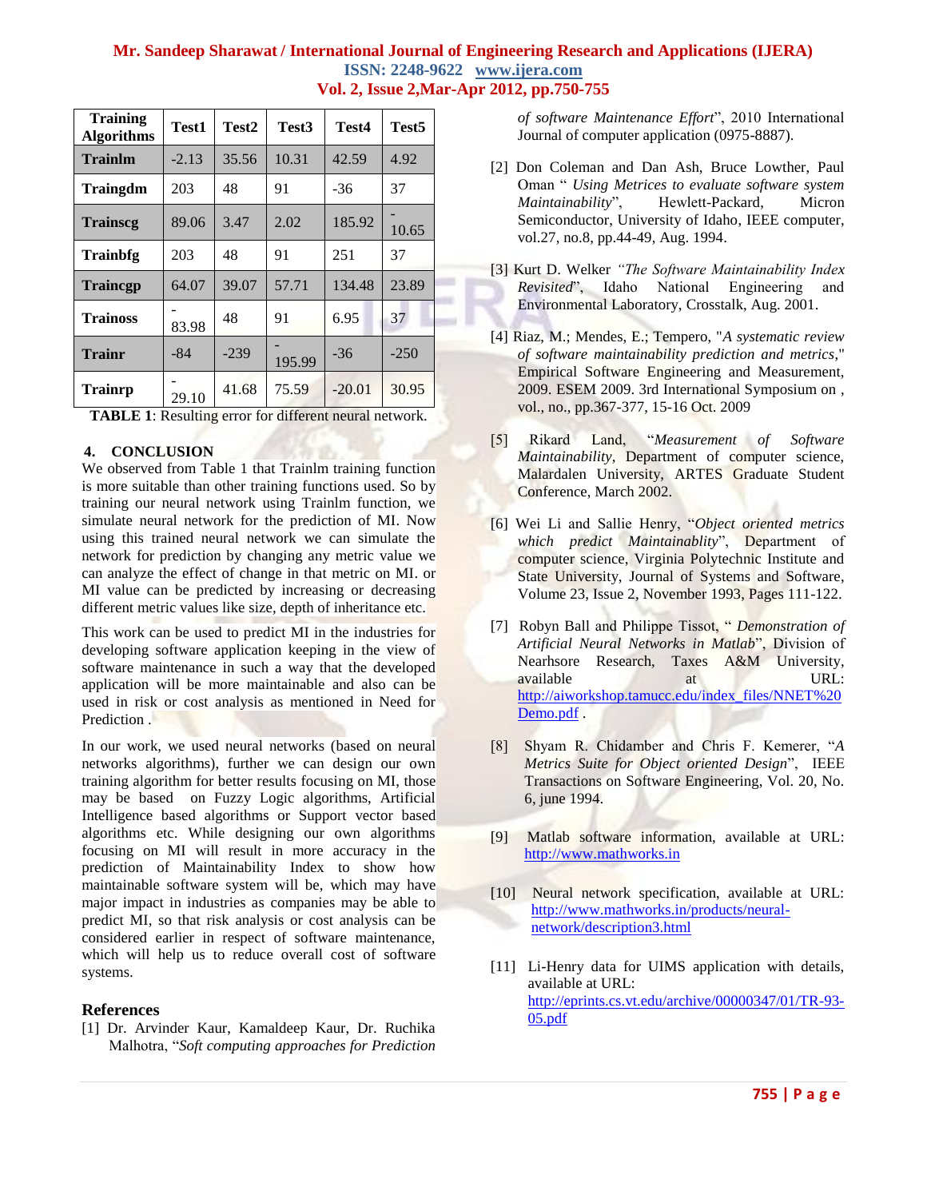| Training Algorithms | Test1 | Test2 | Test3 | Test4 | Test5 |
|---|---|---|---|---|---|
| **Trainlm** | -2.13 | 35.56 | 10.31 | 42.59 | 4.92 |
| **Traingdm** | 203 | 48 | 91 | -36 | 37 |
| **Trainscg** | 89.06 | 3.47 | 2.02 | 185.92 | -10.65 |
| **Trainbfg** | 203 | 48 | 91 | 251 | 37 |
| **Traincgp** | 64.07 | 39.07 | 57.71 | 134.48 | 23.89 |
| **Trainoss** | -83.98 | 48 | 91 | 6.95 | 37 |
| **Trainr** | -84 | -239 | -195.99 | -36 | -250 |
| **Trainrp** | -29.10 | 41.68 | 75.59 | -20.01 | 30.95 |

**TABLE 1**: Resulting error for different neural network.

## 4. CONCLUSION

We observed from Table 1 that Trainlm training function is more suitable than other training functions used. So by training our neural network using Trainlm function, we simulate neural network for the prediction of MI. Now using this trained neural network we can simulate the network for prediction by changing any metric value we can analyze the effect of change in that metric on MI. or MI value can be predicted by increasing or decreasing different metric values like size, depth of inheritance etc.

This work can be used to predict MI in the industries for developing software application keeping in the view of software maintenance in such a way that the developed application will be more maintainable and also can be used in risk or cost analysis as mentioned in Need for Prediction .

In our work, we used neural networks (based on neural networks algorithms), further we can design our own training algorithm for better results focusing on MI, those may be based on Fuzzy Logic algorithms, Artificial Intelligence based algorithms or Support vector based algorithms etc. While designing our own algorithms focusing on MI will result in more accuracy in the prediction of Maintainability Index to show how maintainable software system will be, which may have major impact in industries as companies may be able to predict MI, so that risk analysis or cost analysis can be considered earlier in respect of software maintenance, which will help us to reduce overall cost of software systems.

## References

[1] Dr. Arvinder Kaur, Kamaldeep Kaur, Dr. Ruchika Malhotra, "*Soft computing approaches for Prediction of software Maintenance Effort*", 2010 International Journal of computer application (0975-8887).

[2] Don Coleman and Dan Ash, Bruce Lowther, Paul Oman " *Using Metrices to evaluate software system Maintainability*", Hewlett-Packard, Micron Semiconductor, University of Idaho, IEEE computer, vol.27, no.8, pp.44-49, Aug. 1994.

[3] Kurt D. Welker *"The Software Maintainability Index Revisited*", Idaho National Engineering and Environmental Laboratory, Crosstalk, Aug. 2001.

[4] Riaz, M.; Mendes, E.; Tempero, "*A systematic review of software maintainability prediction and metrics*," Empirical Software Engineering and Measurement, 2009. ESEM 2009. 3rd International Symposium on , vol., no., pp.367-377, 15-16 Oct. 2009

[5] Rikard Land, "*Measurement of Software Maintainability*, Department of computer science, Malardalen University, ARTES Graduate Student Conference, March 2002.

[6] Wei Li and Sallie Henry, "*Object oriented metrics which predict Maintainablity*", Department of computer science, Virginia Polytechnic Institute and State University, Journal of Systems and Software, Volume 23, Issue 2, November 1993, Pages 111-122.

[7] Robyn Ball and Philippe Tissot, " *Demonstration of Artificial Neural Networks in Matlab*", Division of Nearhsore Research, Taxes A&M University, available at URL: http://aiworkshop.tamucc.edu/index_files/NNET%20Demo.pdf .

[8] Shyam R. Chidamber and Chris F. Kemerer, "*A Metrics Suite for Object oriented Design*", IEEE Transactions on Software Engineering, Vol. 20, No. 6, june 1994.

[9] Matlab software information, available at URL: http://www.mathworks.in

[10] Neural network specification, available at URL: http://www.mathworks.in/products/neural-network/description3.html

[11] Li-Henry data for UIMS application with details, available at URL: http://eprints.cs.vt.edu/archive/00000347/01/TR-93-05.pdf